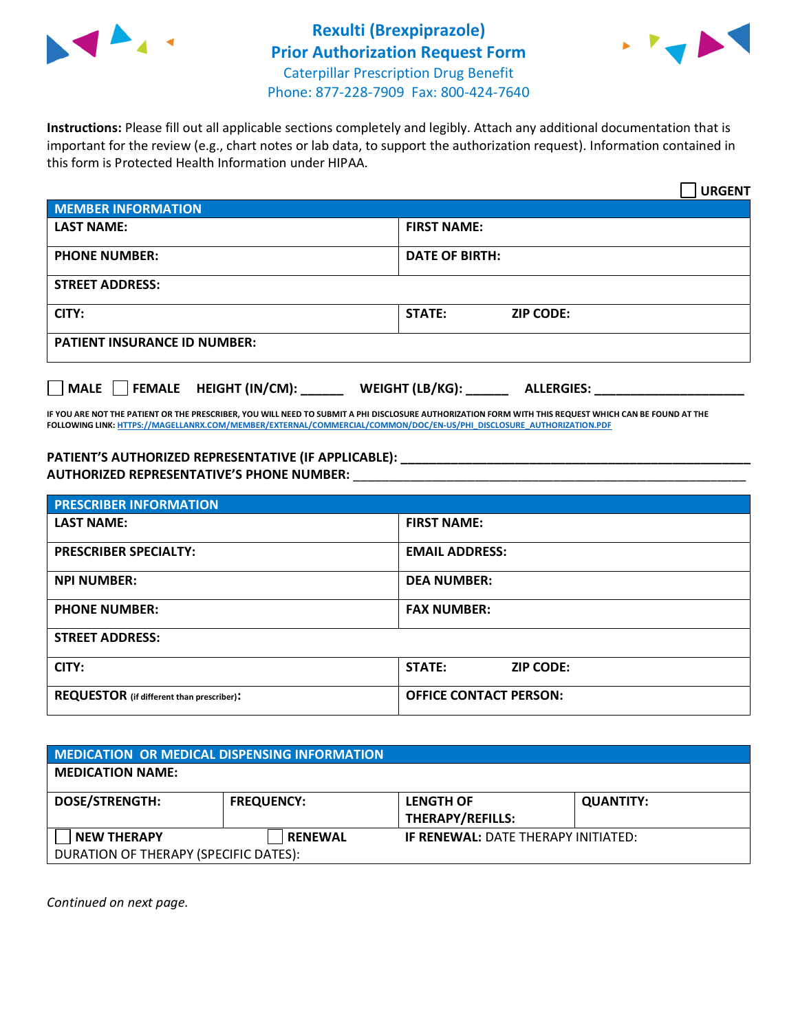# Rexulti (Brexpiprazole)
# Prior Authorization Request Form

Caterpillar Prescription Drug Benefit
Phone: 877-228-7909 Fax: 800-424-7640

**Instructions:** Please fill out all applicable sections completely and legibly. Attach any additional documentation that is important for the review (e.g., chart notes or lab data, to support the authorization request). Information contained in this form is Protected Health Information under HIPAA.

☐ **URGENT**

| **MEMBER INFORMATION** | | |
|---|---|---|
| **LAST NAME:** | **FIRST NAME:** | |
| **PHONE NUMBER:** | **DATE OF BIRTH:** | |
| **STREET ADDRESS:** | | |
| **CITY:** | **STATE:** | **ZIP CODE:** |
| **PATIENT INSURANCE ID NUMBER:** | | |

☐ **MALE** ☐ **FEMALE** **HEIGHT (IN/CM):** ______ **WEIGHT (LB/KG):** ______ **ALLERGIES:** ____________________

**IF YOU ARE NOT THE PATIENT OR THE PRESCRIBER, YOU WILL NEED TO SUBMIT A PHI DISCLOSURE AUTHORIZATION FORM WITH THIS REQUEST WHICH CAN BE FOUND AT THE FOLLOWING LINK:** HTTPS://MAGELLANRX.COM/MEMBER/EXTERNAL/COMMERCIAL/COMMON/DOC/EN-US/PHI_DISCLOSURE_AUTHORIZATION.PDF

**PATIENT'S AUTHORIZED REPRESENTATIVE (IF APPLICABLE):** ____________________________________________

**AUTHORIZED REPRESENTATIVE'S PHONE NUMBER:** ____________________________________________

| **PRESCRIBER INFORMATION** | | |
|---|---|---|
| **LAST NAME:** | **FIRST NAME:** | |
| **PRESCRIBER SPECIALTY:** | **EMAIL ADDRESS:** | |
| **NPI NUMBER:** | **DEA NUMBER:** | |
| **PHONE NUMBER:** | **FAX NUMBER:** | |
| **STREET ADDRESS:** | | |
| **CITY:** | **STATE:** | **ZIP CODE:** |
| **REQUESTOR** (if different than prescriber)**:** | **OFFICE CONTACT PERSON:** | |

| **MEDICATION OR MEDICAL DISPENSING INFORMATION** | | | |
|---|---|---|---|
| **MEDICATION NAME:** | | | |
| **DOSE/STRENGTH:** | **FREQUENCY:** | **LENGTH OF THERAPY/REFILLS:** | **QUANTITY:** |
| ☐ **NEW THERAPY** | ☐ **RENEWAL** | **IF RENEWAL:** DATE THERAPY INITIATED: | |
| DURATION OF THERAPY (SPECIFIC DATES): | | | |

*Continued on next page.*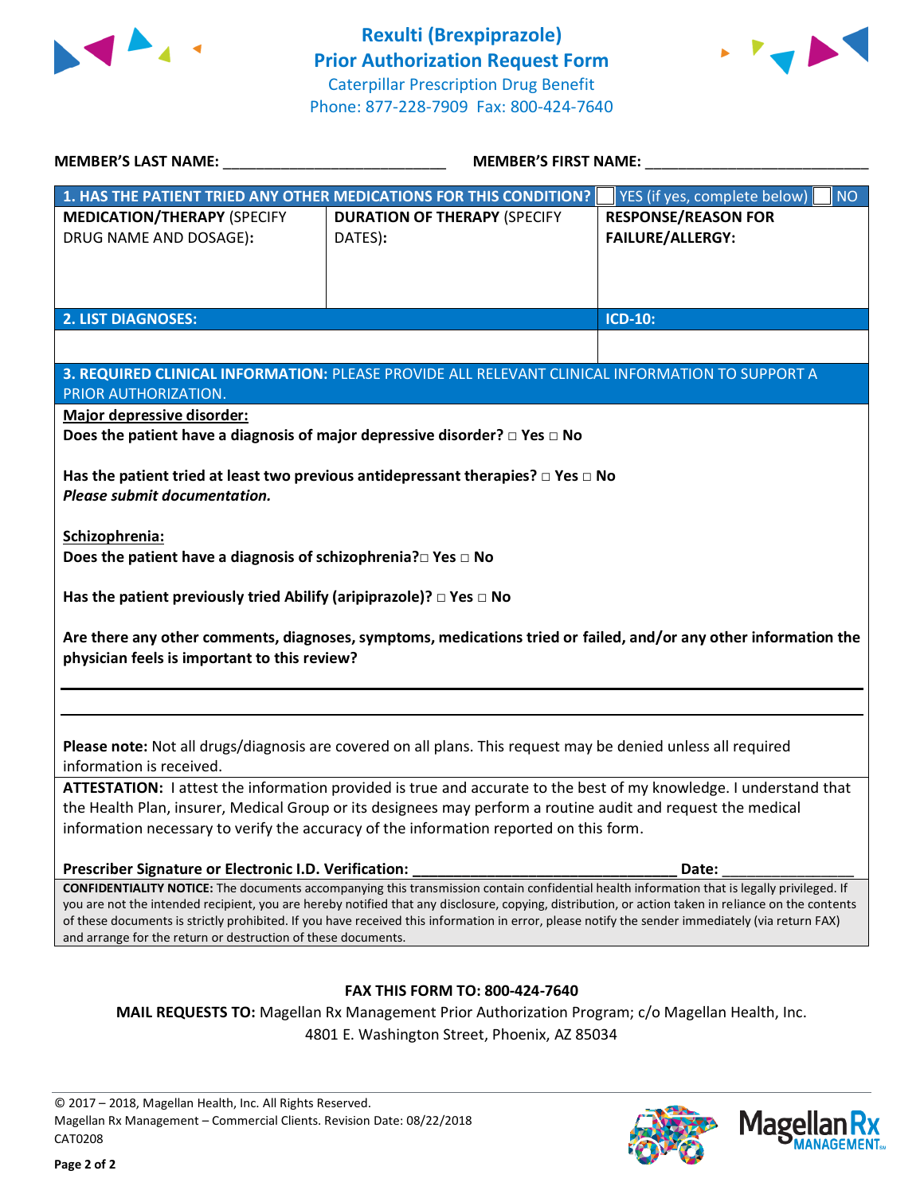# Rexulti (Brexpiprazole)
## Prior Authorization Request Form

Caterpillar Prescription Drug Benefit
Phone: 877-228-7909 Fax: 800-424-7640

**MEMBER'S LAST NAME:** ___________________________ **MEMBER'S FIRST NAME:** ___________________________

| **1. HAS THE PATIENT TRIED ANY OTHER MEDICATIONS FOR THIS CONDITION?** | ☐ YES (if yes, complete below) | ☐ NO |
|---|---|---|
| **MEDICATION/THERAPY** (SPECIFY DRUG NAME AND DOSAGE): | **DURATION OF THERAPY** (SPECIFY DATES): | **RESPONSE/REASON FOR FAILURE/ALLERGY:** |
| | | |

| **2. LIST DIAGNOSES:** | **ICD-10:** |
|---|---|
| | |

**3. REQUIRED CLINICAL INFORMATION:** PLEASE PROVIDE ALL RELEVANT CLINICAL INFORMATION TO SUPPORT A PRIOR AUTHORIZATION.

**Major depressive disorder:**

**Does the patient have a diagnosis of major depressive disorder? □ Yes □ No**

**Has the patient tried at least two previous antidepressant therapies? □ Yes □ No**
***Please submit documentation.***

**Schizophrenia:**

**Does the patient have a diagnosis of schizophrenia?□ Yes □ No**

**Has the patient previously tried Abilify (aripiprazole)? □ Yes □ No**

**Are there any other comments, diagnoses, symptoms, medications tried or failed, and/or any other information the physician feels is important to this review?**

___________________________________________________________________________

___________________________________________________________________________

**Please note:** Not all drugs/diagnosis are covered on all plans. This request may be denied unless all required information is received.

**ATTESTATION:** I attest the information provided is true and accurate to the best of my knowledge. I understand that the Health Plan, insurer, Medical Group or its designees may perform a routine audit and request the medical information necessary to verify the accuracy of the information reported on this form.

**Prescriber Signature or Electronic I.D. Verification:** ________________________________ **Date:** ________________

**CONFIDENTIALITY NOTICE:** The documents accompanying this transmission contain confidential health information that is legally privileged. If you are not the intended recipient, you are hereby notified that any disclosure, copying, distribution, or action taken in reliance on the contents of these documents is strictly prohibited. If you have received this information in error, please notify the sender immediately (via return FAX) and arrange for the return or destruction of these documents.

**FAX THIS FORM TO: 800-424-7640**

**MAIL REQUESTS TO:** Magellan Rx Management Prior Authorization Program; c/o Magellan Health, Inc.
4801 E. Washington Street, Phoenix, AZ 85034

© 2017 – 2018, Magellan Health, Inc. All Rights Reserved.
Magellan Rx Management – Commercial Clients. Revision Date: 08/22/2018
CAT0208